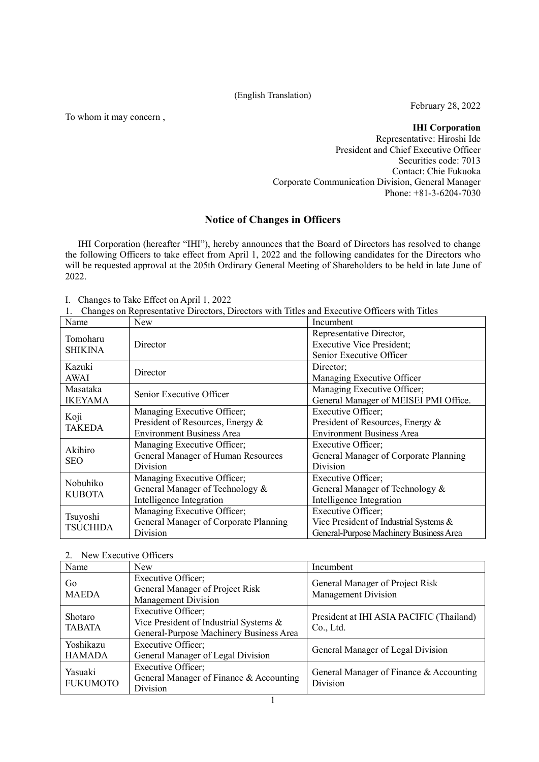(English Translation)

February 28, 2022

To whom it may concern ,

**IHI Corporation**
Representative: Hiroshi Ide
President and Chief Executive Officer
Securities code: 7013
Contact: Chie Fukuoka
Corporate Communication Division, General Manager
Phone: +81-3-6204-7030

## Notice of Changes in Officers

IHI Corporation (hereafter "IHI"), hereby announces that the Board of Directors has resolved to change the following Officers to take effect from April 1, 2022 and the following candidates for the Directors who will be requested approval at the 205th Ordinary General Meeting of Shareholders to be held in late June of 2022.

I. Changes to Take Effect on April 1, 2022

1. Changes on Representative Directors, Directors with Titles and Executive Officers with Titles

| Name | New | Incumbent |
|---|---|---|
| Tomoharu SHIKINA | Director | Representative Director, Executive Vice President; Senior Executive Officer |
| Kazuki AWAI | Director | Director; Managing Executive Officer |
| Masataka IKEYAMA | Senior Executive Officer | Managing Executive Officer; General Manager of MEISEI PMI Office. |
| Koji TAKEDA | Managing Executive Officer; President of Resources, Energy & Environment Business Area | Executive Officer; President of Resources, Energy & Environment Business Area |
| Akihiro SEO | Managing Executive Officer; General Manager of Human Resources Division | Executive Officer; General Manager of Corporate Planning Division |
| Nobuhiko KUBOTA | Managing Executive Officer; General Manager of Technology & Intelligence Integration | Executive Officer; General Manager of Technology & Intelligence Integration |
| Tsuyoshi TSUCHIDA | Managing Executive Officer; General Manager of Corporate Planning Division | Executive Officer; Vice President of Industrial Systems & General-Purpose Machinery Business Area |

2. New Executive Officers

| Name | New | Incumbent |
|---|---|---|
| Go MAEDA | Executive Officer; General Manager of Project Risk Management Division | General Manager of Project Risk Management Division |
| Shotaro TABATA | Executive Officer; Vice President of Industrial Systems & General-Purpose Machinery Business Area | President at IHI ASIA PACIFIC (Thailand) Co., Ltd. |
| Yoshikazu HAMADA | Executive Officer; General Manager of Legal Division | General Manager of Legal Division |
| Yasuaki FUKUMOTO | Executive Officer; General Manager of Finance & Accounting Division | General Manager of Finance & Accounting Division |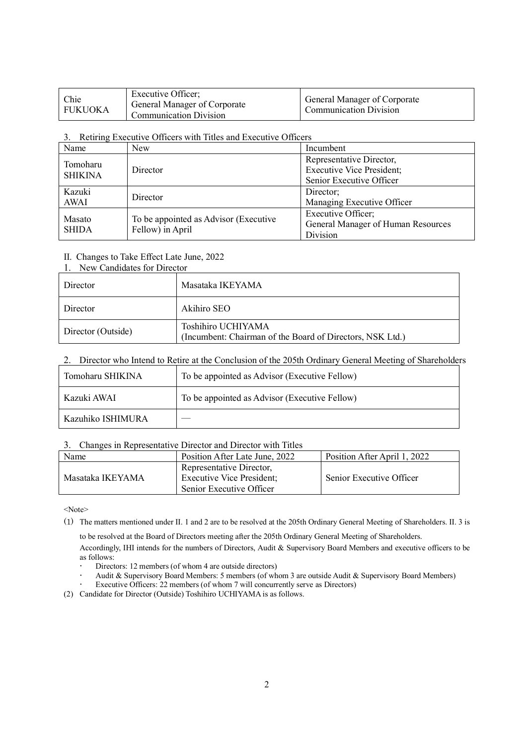| Chie FUKUOKA | Executive Officer; General Manager of Corporate Communication Division | General Manager of Corporate Communication Division |
|---|---|---|

3. Retiring Executive Officers with Titles and Executive Officers

| Name | New | Incumbent |
|---|---|---|
| Tomoharu SHIKINA | Director | Representative Director, Executive Vice President; Senior Executive Officer |
| Kazuki AWAI | Director | Director; Managing Executive Officer |
| Masato SHIDA | To be appointed as Advisor (Executive Fellow) in April | Executive Officer; General Manager of Human Resources Division |

II. Changes to Take Effect Late June, 2022

1. New Candidates for Director

| | |
|---|---|
| Director | Masataka IKEYAMA |
| Director | Akihiro SEO |
| Director (Outside) | Toshihiro UCHIYAMA (Incumbent: Chairman of the Board of Directors, NSK Ltd.) |

2. Director who Intend to Retire at the Conclusion of the 205th Ordinary General Meeting of Shareholders

| | |
|---|---|
| Tomoharu SHIKINA | To be appointed as Advisor (Executive Fellow) |
| Kazuki AWAI | To be appointed as Advisor (Executive Fellow) |
| Kazuhiko ISHIMURA | — |

3. Changes in Representative Director and Director with Titles

| Name | Position After Late June, 2022 | Position After April 1, 2022 |
|---|---|---|
| Masataka IKEYAMA | Representative Director, Executive Vice President; Senior Executive Officer | Senior Executive Officer |

<Note>

(1) The matters mentioned under II. 1 and 2 are to be resolved at the 205th Ordinary General Meeting of Shareholders. II. 3 is to be resolved at the Board of Directors meeting after the 205th Ordinary General Meeting of Shareholders.
Accordingly, IHI intends for the numbers of Directors, Audit & Supervisory Board Members and executive officers to be as follows:
- Directors: 12 members (of whom 4 are outside directors)
- Audit & Supervisory Board Members: 5 members (of whom 3 are outside Audit & Supervisory Board Members)
- Executive Officers: 22 members (of whom 7 will concurrently serve as Directors)

(2) Candidate for Director (Outside) Toshihiro UCHIYAMA is as follows.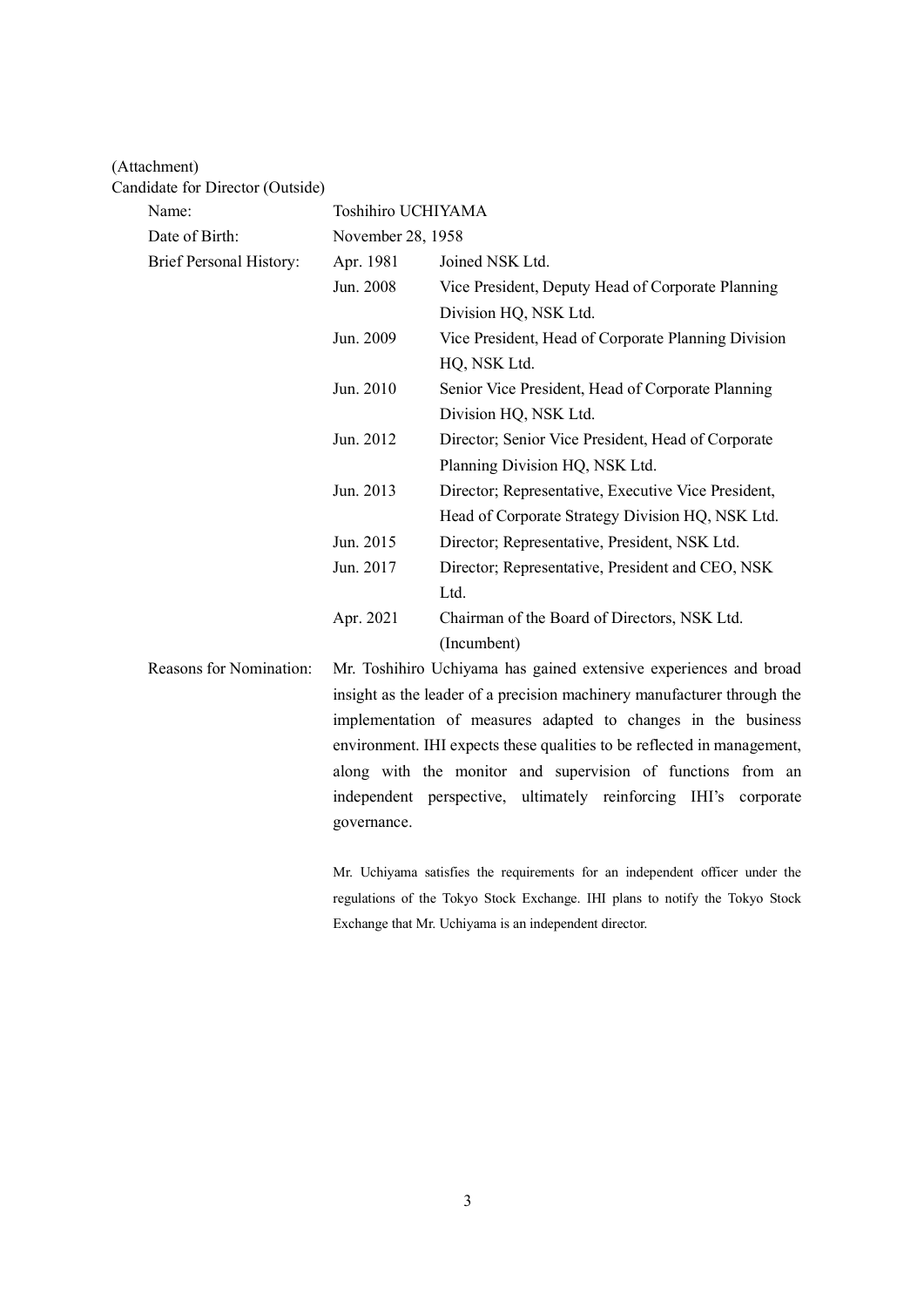(Attachment)

Candidate for Director (Outside)

| | | |
|---|---|---|
| Name: | Toshihiro UCHIYAMA | |
| Date of Birth: | November 28, 1958 | |
| Brief Personal History: | Apr. 1981 | Joined NSK Ltd. |
| | Jun. 2008 | Vice President, Deputy Head of Corporate Planning Division HQ, NSK Ltd. |
| | Jun. 2009 | Vice President, Head of Corporate Planning Division HQ, NSK Ltd. |
| | Jun. 2010 | Senior Vice President, Head of Corporate Planning Division HQ, NSK Ltd. |
| | Jun. 2012 | Director; Senior Vice President, Head of Corporate Planning Division HQ, NSK Ltd. |
| | Jun. 2013 | Director; Representative, Executive Vice President, Head of Corporate Strategy Division HQ, NSK Ltd. |
| | Jun. 2015 | Director; Representative, President, NSK Ltd. |
| | Jun. 2017 | Director; Representative, President and CEO, NSK Ltd. |
| | Apr. 2021 | Chairman of the Board of Directors, NSK Ltd. (Incumbent) |
| Reasons for Nomination: | Mr. Toshihiro Uchiyama has gained extensive experiences and broad insight as the leader of a precision machinery manufacturer through the implementation of measures adapted to changes in the business environment. IHI expects these qualities to be reflected in management, along with the monitor and supervision of functions from an independent perspective, ultimately reinforcing IHI's corporate governance. | |

Mr. Uchiyama satisfies the requirements for an independent officer under the regulations of the Tokyo Stock Exchange. IHI plans to notify the Tokyo Stock Exchange that Mr. Uchiyama is an independent director.